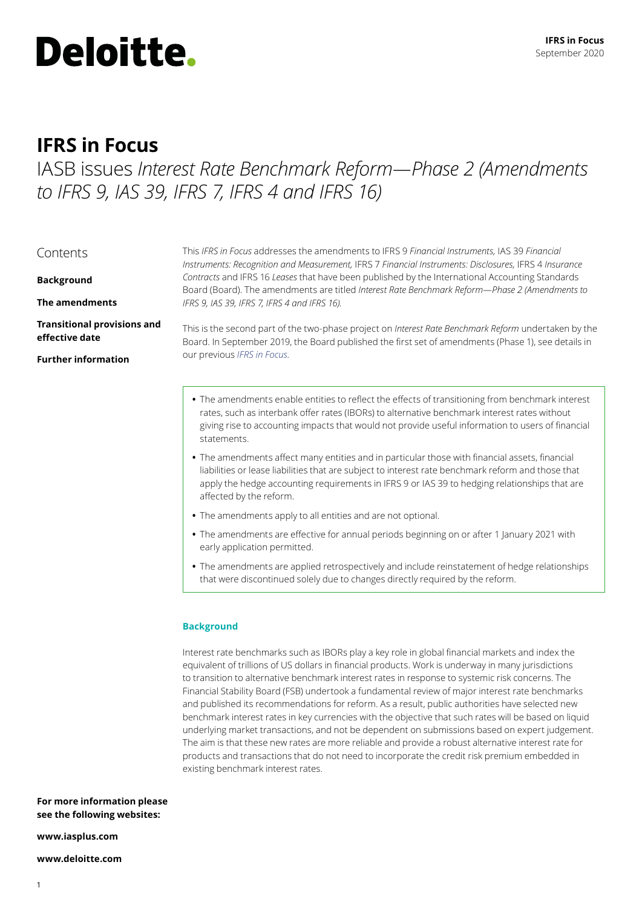Deloitte.

**IFRS in Focus**
September 2020

# IFRS in Focus

## IASB issues *Interest Rate Benchmark Reform—Phase 2 (Amendments to IFRS 9, IAS 39, IFRS 7, IFRS 4 and IFRS 16)*

Contents

**Background**

**The amendments**

**Transitional provisions and effective date**

**Further information**

This *IFRS in Focus* addresses the amendments to IFRS 9 *Financial Instruments*, IAS 39 *Financial Instruments: Recognition and Measurement*, IFRS 7 *Financial Instruments: Disclosures*, IFRS 4 *Insurance Contracts* and IFRS 16 *Leases* that have been published by the International Accounting Standards Board (Board). The amendments are titled *Interest Rate Benchmark Reform—Phase 2 (Amendments to IFRS 9, IAS 39, IFRS 7, IFRS 4 and IFRS 16).*

This is the second part of the two-phase project on *Interest Rate Benchmark Reform* undertaken by the Board. In September 2019, the Board published the first set of amendments (Phase 1), see details in our previous *IFRS in Focus*.

- The amendments enable entities to reflect the effects of transitioning from benchmark interest rates, such as interbank offer rates (IBORs) to alternative benchmark interest rates without giving rise to accounting impacts that would not provide useful information to users of financial statements.
- The amendments affect many entities and in particular those with financial assets, financial liabilities or lease liabilities that are subject to interest rate benchmark reform and those that apply the hedge accounting requirements in IFRS 9 or IAS 39 to hedging relationships that are affected by the reform.
- The amendments apply to all entities and are not optional.
- The amendments are effective for annual periods beginning on or after 1 January 2021 with early application permitted.
- The amendments are applied retrospectively and include reinstatement of hedge relationships that were discontinued solely due to changes directly required by the reform.

### Background

Interest rate benchmarks such as IBORs play a key role in global financial markets and index the equivalent of trillions of US dollars in financial products. Work is underway in many jurisdictions to transition to alternative benchmark interest rates in response to systemic risk concerns. The Financial Stability Board (FSB) undertook a fundamental review of major interest rate benchmarks and published its recommendations for reform. As a result, public authorities have selected new benchmark interest rates in key currencies with the objective that such rates will be based on liquid underlying market transactions, and not be dependent on submissions based on expert judgement. The aim is that these new rates are more reliable and provide a robust alternative interest rate for products and transactions that do not need to incorporate the credit risk premium embedded in existing benchmark interest rates.

**For more information please see the following websites:**

**www.iasplus.com**

**www.deloitte.com**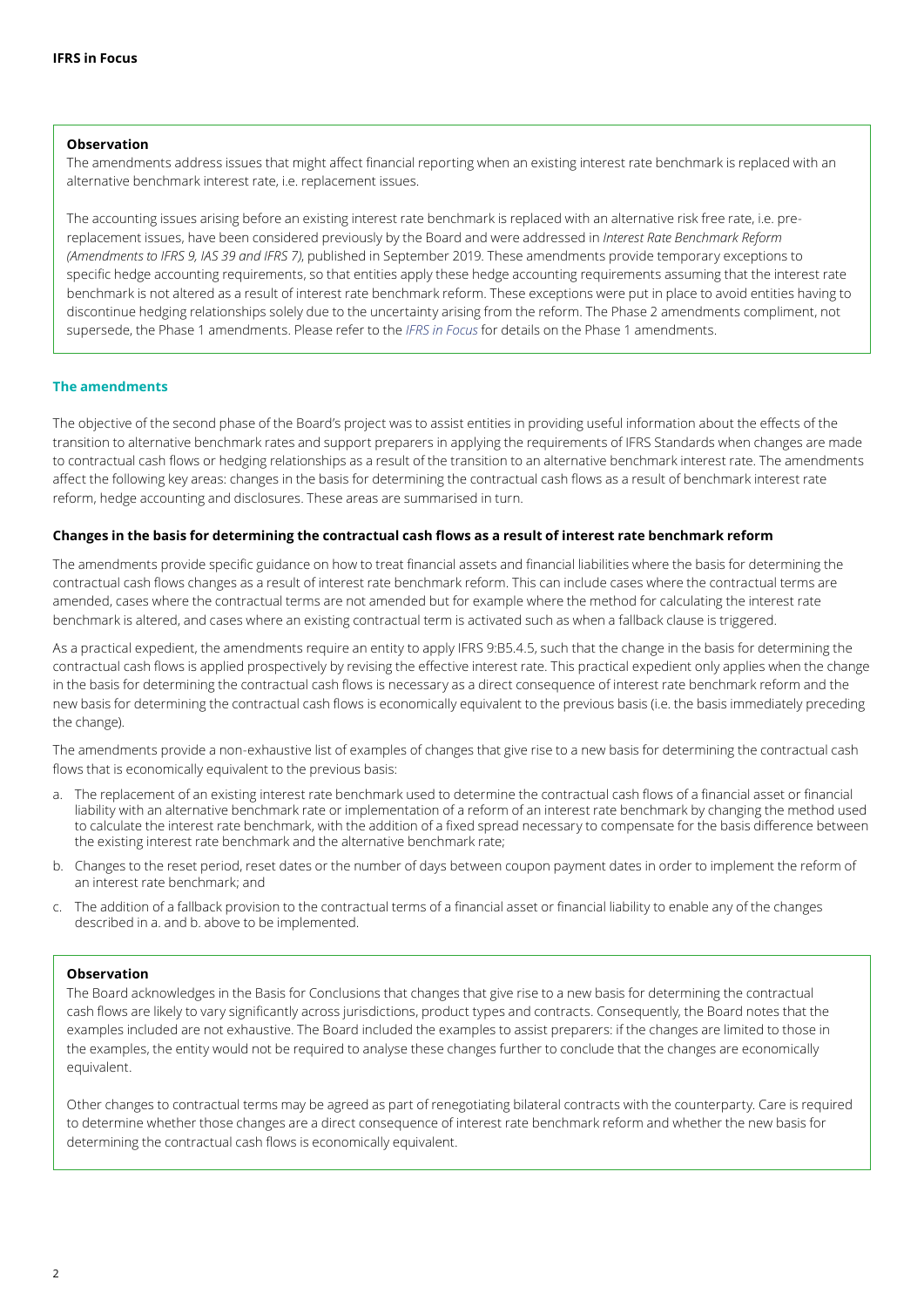**Observation**

The amendments address issues that might affect financial reporting when an existing interest rate benchmark is replaced with an alternative benchmark interest rate, i.e. replacement issues.

The accounting issues arising before an existing interest rate benchmark is replaced with an alternative risk free rate, i.e. pre-replacement issues, have been considered previously by the Board and were addressed in *Interest Rate Benchmark Reform (Amendments to IFRS 9, IAS 39 and IFRS 7)*, published in September 2019. These amendments provide temporary exceptions to specific hedge accounting requirements, so that entities apply these hedge accounting requirements assuming that the interest rate benchmark is not altered as a result of interest rate benchmark reform. These exceptions were put in place to avoid entities having to discontinue hedging relationships solely due to the uncertainty arising from the reform. The Phase 2 amendments compliment, not supersede, the Phase 1 amendments. Please refer to the *IFRS in Focus* for details on the Phase 1 amendments.

## The amendments

The objective of the second phase of the Board's project was to assist entities in providing useful information about the effects of the transition to alternative benchmark rates and support preparers in applying the requirements of IFRS Standards when changes are made to contractual cash flows or hedging relationships as a result of the transition to an alternative benchmark interest rate. The amendments affect the following key areas: changes in the basis for determining the contractual cash flows as a result of benchmark interest rate reform, hedge accounting and disclosures. These areas are summarised in turn.

### Changes in the basis for determining the contractual cash flows as a result of interest rate benchmark reform

The amendments provide specific guidance on how to treat financial assets and financial liabilities where the basis for determining the contractual cash flows changes as a result of interest rate benchmark reform. This can include cases where the contractual terms are amended, cases where the contractual terms are not amended but for example where the method for calculating the interest rate benchmark is altered, and cases where an existing contractual term is activated such as when a fallback clause is triggered.

As a practical expedient, the amendments require an entity to apply IFRS 9:B5.4.5, such that the change in the basis for determining the contractual cash flows is applied prospectively by revising the effective interest rate. This practical expedient only applies when the change in the basis for determining the contractual cash flows is necessary as a direct consequence of interest rate benchmark reform and the new basis for determining the contractual cash flows is economically equivalent to the previous basis (i.e. the basis immediately preceding the change).

The amendments provide a non-exhaustive list of examples of changes that give rise to a new basis for determining the contractual cash flows that is economically equivalent to the previous basis:

a. The replacement of an existing interest rate benchmark used to determine the contractual cash flows of a financial asset or financial liability with an alternative benchmark rate or implementation of a reform of an interest rate benchmark by changing the method used to calculate the interest rate benchmark, with the addition of a fixed spread necessary to compensate for the basis difference between the existing interest rate benchmark and the alternative benchmark rate;

b. Changes to the reset period, reset dates or the number of days between coupon payment dates in order to implement the reform of an interest rate benchmark; and

c. The addition of a fallback provision to the contractual terms of a financial asset or financial liability to enable any of the changes described in a. and b. above to be implemented.

**Observation**

The Board acknowledges in the Basis for Conclusions that changes that give rise to a new basis for determining the contractual cash flows are likely to vary significantly across jurisdictions, product types and contracts. Consequently, the Board notes that the examples included are not exhaustive. The Board included the examples to assist preparers: if the changes are limited to those in the examples, the entity would not be required to analyse these changes further to conclude that the changes are economically equivalent.

Other changes to contractual terms may be agreed as part of renegotiating bilateral contracts with the counterparty. Care is required to determine whether those changes are a direct consequence of interest rate benchmark reform and whether the new basis for determining the contractual cash flows is economically equivalent.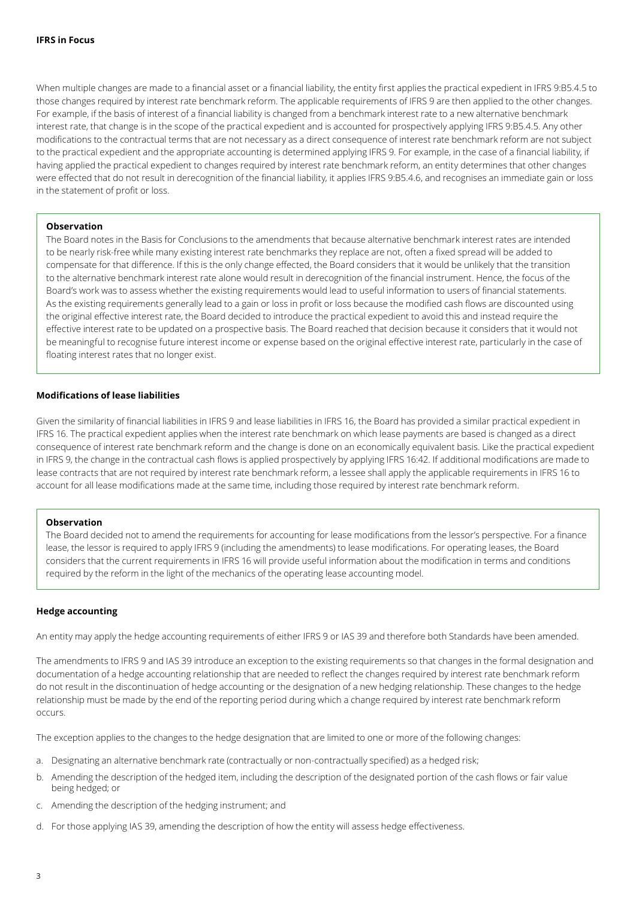When multiple changes are made to a financial asset or a financial liability, the entity first applies the practical expedient in IFRS 9:B5.4.5 to those changes required by interest rate benchmark reform. The applicable requirements of IFRS 9 are then applied to the other changes. For example, if the basis of interest of a financial liability is changed from a benchmark interest rate to a new alternative benchmark interest rate, that change is in the scope of the practical expedient and is accounted for prospectively applying IFRS 9:B5.4.5. Any other modifications to the contractual terms that are not necessary as a direct consequence of interest rate benchmark reform are not subject to the practical expedient and the appropriate accounting is determined applying IFRS 9. For example, in the case of a financial liability, if having applied the practical expedient to changes required by interest rate benchmark reform, an entity determines that other changes were effected that do not result in derecognition of the financial liability, it applies IFRS 9:B5.4.6, and recognises an immediate gain or loss in the statement of profit or loss.

> **Observation**
>
> The Board notes in the Basis for Conclusions to the amendments that because alternative benchmark interest rates are intended to be nearly risk-free while many existing interest rate benchmarks they replace are not, often a fixed spread will be added to compensate for that difference. If this is the only change effected, the Board considers that it would be unlikely that the transition to the alternative benchmark interest rate alone would result in derecognition of the financial instrument. Hence, the focus of the Board's work was to assess whether the existing requirements would lead to useful information to users of financial statements. As the existing requirements generally lead to a gain or loss in profit or loss because the modified cash flows are discounted using the original effective interest rate, the Board decided to introduce the practical expedient to avoid this and instead require the effective interest rate to be updated on a prospective basis. The Board reached that decision because it considers that it would not be meaningful to recognise future interest income or expense based on the original effective interest rate, particularly in the case of floating interest rates that no longer exist.

### Modifications of lease liabilities

Given the similarity of financial liabilities in IFRS 9 and lease liabilities in IFRS 16, the Board has provided a similar practical expedient in IFRS 16. The practical expedient applies when the interest rate benchmark on which lease payments are based is changed as a direct consequence of interest rate benchmark reform and the change is done on an economically equivalent basis. Like the practical expedient in IFRS 9, the change in the contractual cash flows is applied prospectively by applying IFRS 16:42. If additional modifications are made to lease contracts that are not required by interest rate benchmark reform, a lessee shall apply the applicable requirements in IFRS 16 to account for all lease modifications made at the same time, including those required by interest rate benchmark reform.

> **Observation**
>
> The Board decided not to amend the requirements for accounting for lease modifications from the lessor's perspective. For a finance lease, the lessor is required to apply IFRS 9 (including the amendments) to lease modifications. For operating leases, the Board considers that the current requirements in IFRS 16 will provide useful information about the modification in terms and conditions required by the reform in the light of the mechanics of the operating lease accounting model.

### Hedge accounting

An entity may apply the hedge accounting requirements of either IFRS 9 or IAS 39 and therefore both Standards have been amended.

The amendments to IFRS 9 and IAS 39 introduce an exception to the existing requirements so that changes in the formal designation and documentation of a hedge accounting relationship that are needed to reflect the changes required by interest rate benchmark reform do not result in the discontinuation of hedge accounting or the designation of a new hedging relationship. These changes to the hedge relationship must be made by the end of the reporting period during which a change required by interest rate benchmark reform occurs.

The exception applies to the changes to the hedge designation that are limited to one or more of the following changes:

a. Designating an alternative benchmark rate (contractually or non-contractually specified) as a hedged risk;
b. Amending the description of the hedged item, including the description of the designated portion of the cash flows or fair value being hedged; or
c. Amending the description of the hedging instrument; and
d. For those applying IAS 39, amending the description of how the entity will assess hedge effectiveness.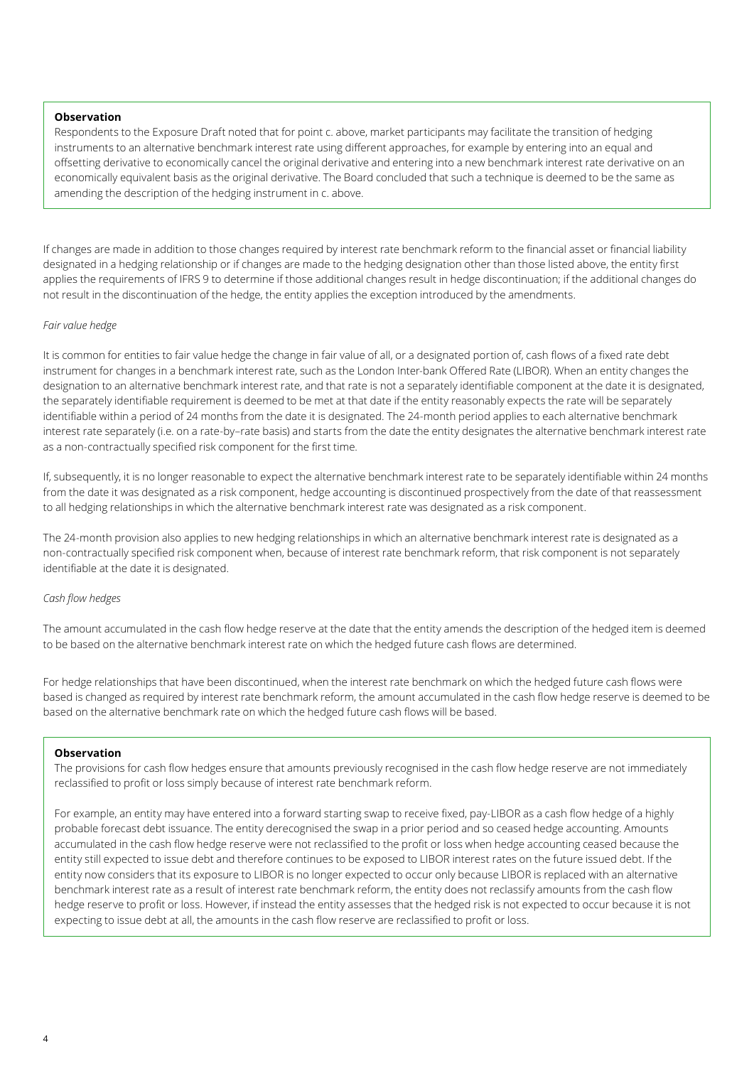> **Observation**
>
> Respondents to the Exposure Draft noted that for point c. above, market participants may facilitate the transition of hedging instruments to an alternative benchmark interest rate using different approaches, for example by entering into an equal and offsetting derivative to economically cancel the original derivative and entering into a new benchmark interest rate derivative on an economically equivalent basis as the original derivative. The Board concluded that such a technique is deemed to be the same as amending the description of the hedging instrument in c. above.

If changes are made in addition to those changes required by interest rate benchmark reform to the financial asset or financial liability designated in a hedging relationship or if changes are made to the hedging designation other than those listed above, the entity first applies the requirements of IFRS 9 to determine if those additional changes result in hedge discontinuation; if the additional changes do not result in the discontinuation of the hedge, the entity applies the exception introduced by the amendments.

*Fair value hedge*

It is common for entities to fair value hedge the change in fair value of all, or a designated portion of, cash flows of a fixed rate debt instrument for changes in a benchmark interest rate, such as the London Inter-bank Offered Rate (LIBOR). When an entity changes the designation to an alternative benchmark interest rate, and that rate is not a separately identifiable component at the date it is designated, the separately identifiable requirement is deemed to be met at that date if the entity reasonably expects the rate will be separately identifiable within a period of 24 months from the date it is designated. The 24-month period applies to each alternative benchmark interest rate separately (i.e. on a rate-by–rate basis) and starts from the date the entity designates the alternative benchmark interest rate as a non-contractually specified risk component for the first time.

If, subsequently, it is no longer reasonable to expect the alternative benchmark interest rate to be separately identifiable within 24 months from the date it was designated as a risk component, hedge accounting is discontinued prospectively from the date of that reassessment to all hedging relationships in which the alternative benchmark interest rate was designated as a risk component.

The 24-month provision also applies to new hedging relationships in which an alternative benchmark interest rate is designated as a non-contractually specified risk component when, because of interest rate benchmark reform, that risk component is not separately identifiable at the date it is designated.

*Cash flow hedges*

The amount accumulated in the cash flow hedge reserve at the date that the entity amends the description of the hedged item is deemed to be based on the alternative benchmark interest rate on which the hedged future cash flows are determined.

For hedge relationships that have been discontinued, when the interest rate benchmark on which the hedged future cash flows were based is changed as required by interest rate benchmark reform, the amount accumulated in the cash flow hedge reserve is deemed to be based on the alternative benchmark rate on which the hedged future cash flows will be based.

> **Observation**
>
> The provisions for cash flow hedges ensure that amounts previously recognised in the cash flow hedge reserve are not immediately reclassified to profit or loss simply because of interest rate benchmark reform.
>
> For example, an entity may have entered into a forward starting swap to receive fixed, pay-LIBOR as a cash flow hedge of a highly probable forecast debt issuance. The entity derecognised the swap in a prior period and so ceased hedge accounting. Amounts accumulated in the cash flow hedge reserve were not reclassified to the profit or loss when hedge accounting ceased because the entity still expected to issue debt and therefore continues to be exposed to LIBOR interest rates on the future issued debt. If the entity now considers that its exposure to LIBOR is no longer expected to occur only because LIBOR is replaced with an alternative benchmark interest rate as a result of interest rate benchmark reform, the entity does not reclassify amounts from the cash flow hedge reserve to profit or loss. However, if instead the entity assesses that the hedged risk is not expected to occur because it is not expecting to issue debt at all, the amounts in the cash flow reserve are reclassified to profit or loss.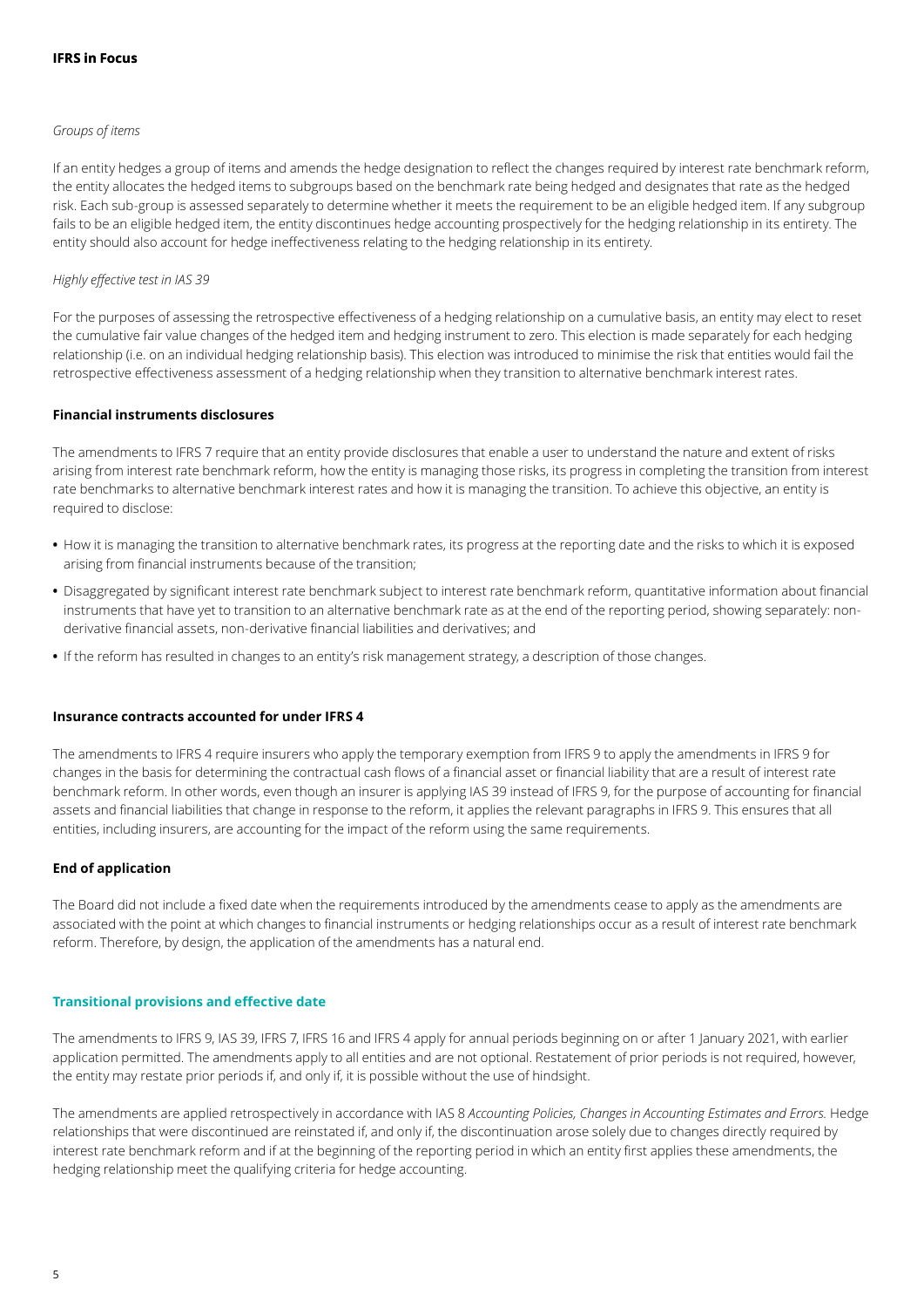*Groups of items*

If an entity hedges a group of items and amends the hedge designation to reflect the changes required by interest rate benchmark reform, the entity allocates the hedged items to subgroups based on the benchmark rate being hedged and designates that rate as the hedged risk. Each sub-group is assessed separately to determine whether it meets the requirement to be an eligible hedged item. If any subgroup fails to be an eligible hedged item, the entity discontinues hedge accounting prospectively for the hedging relationship in its entirety. The entity should also account for hedge ineffectiveness relating to the hedging relationship in its entirety.

*Highly effective test in IAS 39*

For the purposes of assessing the retrospective effectiveness of a hedging relationship on a cumulative basis, an entity may elect to reset the cumulative fair value changes of the hedged item and hedging instrument to zero. This election is made separately for each hedging relationship (i.e. on an individual hedging relationship basis). This election was introduced to minimise the risk that entities would fail the retrospective effectiveness assessment of a hedging relationship when they transition to alternative benchmark interest rates.

**Financial instruments disclosures**

The amendments to IFRS 7 require that an entity provide disclosures that enable a user to understand the nature and extent of risks arising from interest rate benchmark reform, how the entity is managing those risks, its progress in completing the transition from interest rate benchmarks to alternative benchmark interest rates and how it is managing the transition. To achieve this objective, an entity is required to disclose:

- How it is managing the transition to alternative benchmark rates, its progress at the reporting date and the risks to which it is exposed arising from financial instruments because of the transition;
- Disaggregated by significant interest rate benchmark subject to interest rate benchmark reform, quantitative information about financial instruments that have yet to transition to an alternative benchmark rate as at the end of the reporting period, showing separately: non-derivative financial assets, non-derivative financial liabilities and derivatives; and
- If the reform has resulted in changes to an entity's risk management strategy, a description of those changes.

**Insurance contracts accounted for under IFRS 4**

The amendments to IFRS 4 require insurers who apply the temporary exemption from IFRS 9 to apply the amendments in IFRS 9 for changes in the basis for determining the contractual cash flows of a financial asset or financial liability that are a result of interest rate benchmark reform. In other words, even though an insurer is applying IAS 39 instead of IFRS 9, for the purpose of accounting for financial assets and financial liabilities that change in response to the reform, it applies the relevant paragraphs in IFRS 9. This ensures that all entities, including insurers, are accounting for the impact of the reform using the same requirements.

**End of application**

The Board did not include a fixed date when the requirements introduced by the amendments cease to apply as the amendments are associated with the point at which changes to financial instruments or hedging relationships occur as a result of interest rate benchmark reform. Therefore, by design, the application of the amendments has a natural end.

## Transitional provisions and effective date

The amendments to IFRS 9, IAS 39, IFRS 7, IFRS 16 and IFRS 4 apply for annual periods beginning on or after 1 January 2021, with earlier application permitted. The amendments apply to all entities and are not optional. Restatement of prior periods is not required, however, the entity may restate prior periods if, and only if, it is possible without the use of hindsight.

The amendments are applied retrospectively in accordance with IAS 8 *Accounting Policies, Changes in Accounting Estimates and Errors.* Hedge relationships that were discontinued are reinstated if, and only if, the discontinuation arose solely due to changes directly required by interest rate benchmark reform and if at the beginning of the reporting period in which an entity first applies these amendments, the hedging relationship meet the qualifying criteria for hedge accounting.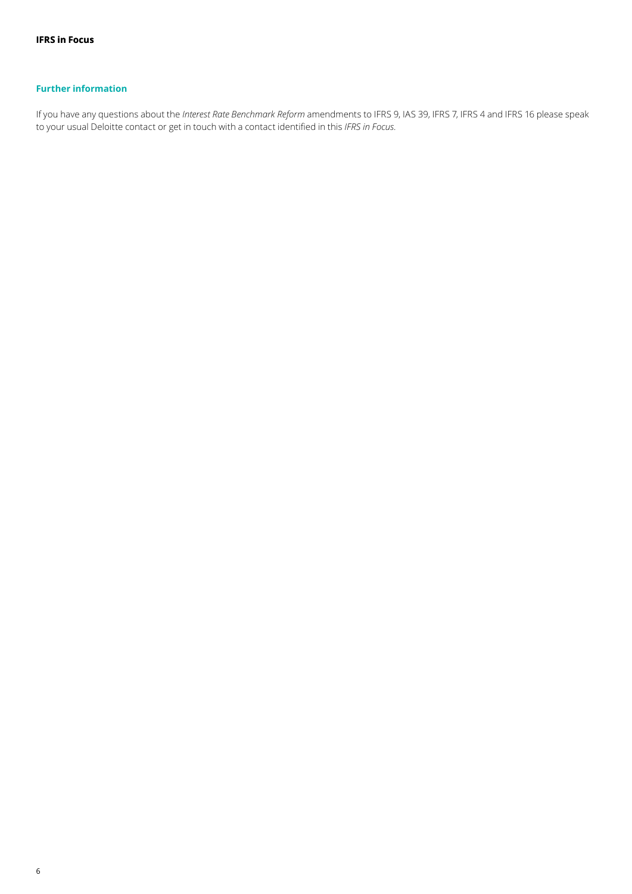## Further information

If you have any questions about the *Interest Rate Benchmark Reform* amendments to IFRS 9, IAS 39, IFRS 7, IFRS 4 and IFRS 16 please speak to your usual Deloitte contact or get in touch with a contact identified in this *IFRS in Focus*.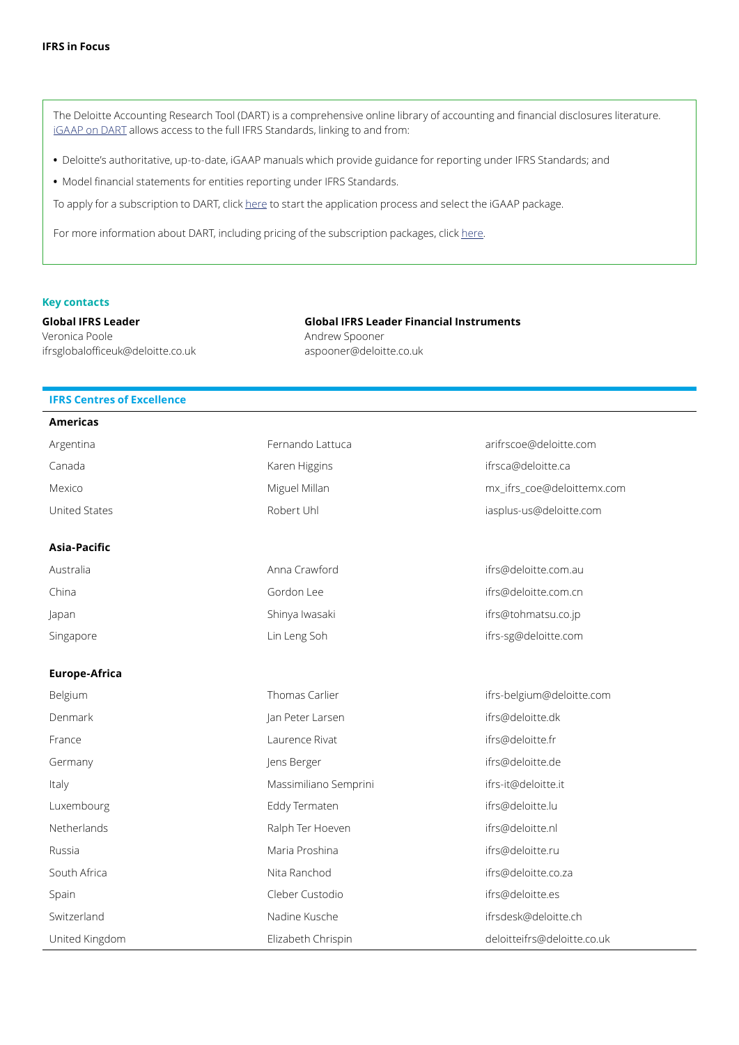The Deloitte Accounting Research Tool (DART) is a comprehensive online library of accounting and financial disclosures literature. iGAAP on DART allows access to the full IFRS Standards, linking to and from:

- Deloitte's authoritative, up-to-date, iGAAP manuals which provide guidance for reporting under IFRS Standards; and
- Model financial statements for entities reporting under IFRS Standards.

To apply for a subscription to DART, click here to start the application process and select the iGAAP package.

For more information about DART, including pricing of the subscription packages, click here.

## Key contacts

**Global IFRS Leader**
Veronica Poole
ifrsglobalofficeuk@deloitte.co.uk

**Global IFRS Leader Financial Instruments**
Andrew Spooner
aspooner@deloitte.co.uk

## IFRS Centres of Excellence

**Americas**

| | | |
|---|---|---|
| Argentina | Fernando Lattuca | arifrscoe@deloitte.com |
| Canada | Karen Higgins | ifrsca@deloitte.ca |
| Mexico | Miguel Millan | mx_ifrs_coe@deloittemx.com |
| United States | Robert Uhl | iasplus-us@deloitte.com |

**Asia-Pacific**

| | | |
|---|---|---|
| Australia | Anna Crawford | ifrs@deloitte.com.au |
| China | Gordon Lee | ifrs@deloitte.com.cn |
| Japan | Shinya Iwasaki | ifrs@tohmatsu.co.jp |
| Singapore | Lin Leng Soh | ifrs-sg@deloitte.com |

**Europe-Africa**

| | | |
|---|---|---|
| Belgium | Thomas Carlier | ifrs-belgium@deloitte.com |
| Denmark | Jan Peter Larsen | ifrs@deloitte.dk |
| France | Laurence Rivat | ifrs@deloitte.fr |
| Germany | Jens Berger | ifrs@deloitte.de |
| Italy | Massimiliano Semprini | ifrs-it@deloitte.it |
| Luxembourg | Eddy Termaten | ifrs@deloitte.lu |
| Netherlands | Ralph Ter Hoeven | ifrs@deloitte.nl |
| Russia | Maria Proshina | ifrs@deloitte.ru |
| South Africa | Nita Ranchod | ifrs@deloitte.co.za |
| Spain | Cleber Custodio | ifrs@deloitte.es |
| Switzerland | Nadine Kusche | ifrsdesk@deloitte.ch |
| United Kingdom | Elizabeth Chrispin | deloitteifrs@deloitte.co.uk |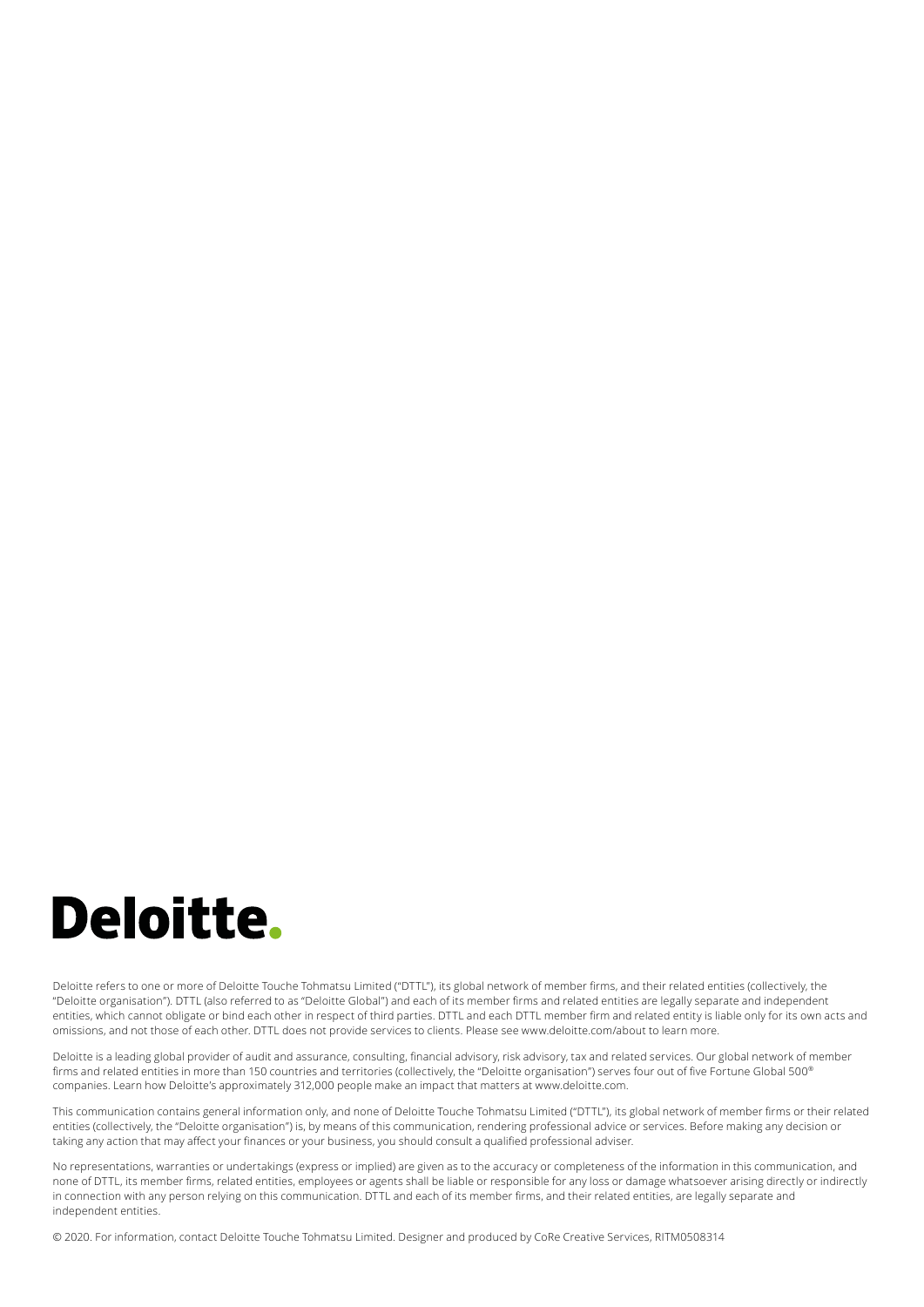# Deloitte.

Deloitte refers to one or more of Deloitte Touche Tohmatsu Limited ("DTTL"), its global network of member firms, and their related entities (collectively, the "Deloitte organisation"). DTTL (also referred to as "Deloitte Global") and each of its member firms and related entities are legally separate and independent entities, which cannot obligate or bind each other in respect of third parties. DTTL and each DTTL member firm and related entity is liable only for its own acts and omissions, and not those of each other. DTTL does not provide services to clients. Please see www.deloitte.com/about to learn more.

Deloitte is a leading global provider of audit and assurance, consulting, financial advisory, risk advisory, tax and related services. Our global network of member firms and related entities in more than 150 countries and territories (collectively, the "Deloitte organisation") serves four out of five Fortune Global 500® companies. Learn how Deloitte's approximately 312,000 people make an impact that matters at www.deloitte.com.

This communication contains general information only, and none of Deloitte Touche Tohmatsu Limited ("DTTL"), its global network of member firms or their related entities (collectively, the "Deloitte organisation") is, by means of this communication, rendering professional advice or services. Before making any decision or taking any action that may affect your finances or your business, you should consult a qualified professional adviser.

No representations, warranties or undertakings (express or implied) are given as to the accuracy or completeness of the information in this communication, and none of DTTL, its member firms, related entities, employees or agents shall be liable or responsible for any loss or damage whatsoever arising directly or indirectly in connection with any person relying on this communication. DTTL and each of its member firms, and their related entities, are legally separate and independent entities.

© 2020. For information, contact Deloitte Touche Tohmatsu Limited. Designer and produced by CoRe Creative Services, RITM0508314